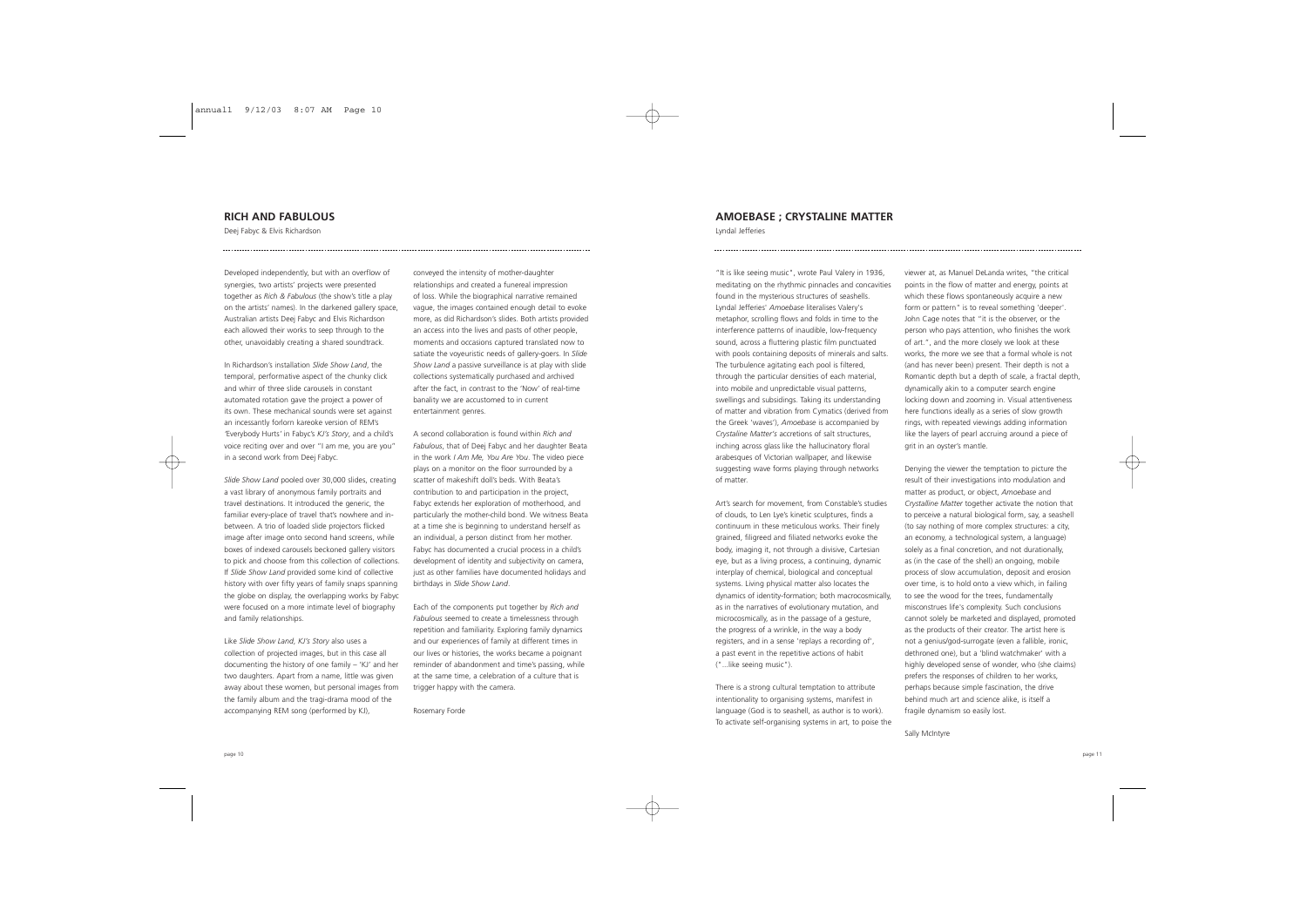## RICH AND FABULOUS

Deej Fabyc & Elvis Richardson

Developed independently, but with an overflow of synergies, two artists' projects were presented together as *Rich & Fabulous* (the show's title a play on the artists' names). In the darkened gallery space, Australian artists Deej Fabyc and Elvis Richardson each allowed their works to seep through to the other, unavoidably creating a shared soundtrack.

In Richardson's installation *Slide Show Land*, the temporal, performative aspect of the chunky click and whirr of three slide carousels in constant automated rotation gave the project a power of its own. These mechanical sounds were set against an incessantly forlorn kareoke version of REM's 'Everybody Hurts' in Fabyc's *KJ's Story*, and a child's voice reciting over and over "I am me, you are you" in a second work from Deej Fabyc.

*Slide Show Land* pooled over 30,000 slides, creating a vast library of anonymous family portraits and travel destinations. It introduced the generic, the familiar every-place of travel that's nowhere and in-between. A trio of loaded slide projectors flicked image after image onto second hand screens, while boxes of indexed carousels beckoned gallery visitors to pick and choose from this collection of collections. If *Slide Show Land* provided some kind of collective history with over fifty years of family snaps spanning the globe on display, the overlapping works by Fabyc were focused on a more intimate level of biography and family relationships.

Like *Slide Show Land*, *KJ's Story* also uses a collection of projected images, but in this case all documenting the history of one family – 'KJ' and her two daughters. Apart from a name, little was given away about these women, but personal images from the family album and the tragi-drama mood of the accompanying REM song (performed by KJ), conveyed the intensity of mother-daughter relationships and created a funereal impression of loss. While the biographical narrative remained vague, the images contained enough detail to evoke more, as did Richardson's slides. Both artists provided an access into the lives and pasts of other people, moments and occasions captured translated now to satiate the voyeuristic needs of gallery-goers. In *Slide Show Land* a passive surveillance is at play with slide collections systematically purchased and archived after the fact, in contrast to the 'Now' of real-time banality we are accustomed to in current entertainment genres.

A second collaboration is found within *Rich and Fabulous*, that of Deej Fabyc and her daughter Beata in the work *I Am Me, You Are You*. The video piece plays on a monitor on the floor surrounded by a scatter of makeshift doll's beds. With Beata's contribution to and participation in the project, Fabyc extends her exploration of motherhood, and particularly the mother-child bond. We witness Beata at a time she is beginning to understand herself as an individual, a person distinct from her mother. Fabyc has documented a crucial process in a child's development of identity and subjectivity on camera, just as other families have documented holidays and birthdays in *Slide Show Land*.

Each of the components put together by *Rich and Fabulous* seemed to create a timelessness through repetition and familiarity. Exploring family dynamics and our experiences of family at different times in our lives or histories, the works became a poignant reminder of abandonment and time's passing, while at the same time, a celebration of a culture that is trigger happy with the camera.

Rosemary Forde

## AMOEBASE ; CRYSTALINE MATTER

Lyndal Jefferies

"It is like seeing music", wrote Paul Valery in 1936, meditating on the rhythmic pinnacles and concavities found in the mysterious structures of seashells. Lyndal Jefferies' *Amoebase* literalises Valery's metaphor, scrolling flows and folds in time to the interference patterns of inaudible, low-frequency sound, across a fluttering plastic film punctuated with pools containing deposits of minerals and salts. The turbulence agitating each pool is filtered, through the particular densities of each material, into mobile and unpredictable visual patterns, swellings and subsidings. Taking its understanding of matter and vibration from Cymatics (derived from the Greek 'waves'), *Amoebase* is accompanied by *Crystaline Matter's* accretions of salt structures, inching across glass like the hallucinatory floral arabesques of Victorian wallpaper, and likewise suggesting wave forms playing through networks of matter.

Art's search for movement, from Constable's studies of clouds, to Len Lye's kinetic sculptures, finds a continuum in these meticulous works. Their finely grained, filigreed and filiated networks evoke the body, imaging it, not through a divisive, Cartesian eye, but as a living process, a continuing, dynamic interplay of chemical, biological and conceptual systems. Living physical matter also locates the dynamics of identity-formation; both macrocosmically, as in the narratives of evolutionary mutation, and microcosmically, as in the passage of a gesture, the progress of a wrinkle, in the way a body registers, and in a sense 'replays a recording of', a past event in the repetitive actions of habit ("...like seeing music").

There is a strong cultural temptation to attribute intentionality to organising systems, manifest in language (God is to seashell, as author is to work). To activate self-organising systems in art, to poise the viewer at, as Manuel DeLanda writes, "the critical points in the flow of matter and energy, points at which these flows spontaneously acquire a new form or pattern" is to reveal something 'deeper'. John Cage notes that "it is the observer, or the person who pays attention, who finishes the work of art.", and the more closely we look at these works, the more we see that a formal whole is not (and has never been) present. Their depth is not a Romantic depth but a depth of scale, a fractal depth, dynamically akin to a computer search engine locking down and zooming in. Visual attentiveness here functions ideally as a series of slow growth rings, with repeated viewings adding information like the layers of pearl accruing around a piece of grit in an oyster's mantle.

Denying the viewer the temptation to picture the result of their investigations into modulation and matter as product, or object, *Amoebase* and *Crystalline Matter* together activate the notion that to perceive a natural biological form, say, a seashell (to say nothing of more complex structures: a city, an economy, a technological system, a language) solely as a final concretion, and not durationally, as (in the case of the shell) an ongoing, mobile process of slow accumulation, deposit and erosion over time, is to hold onto a view which, in failing to see the wood for the trees, fundamentally misconstrues life's complexity. Such conclusions cannot solely be marketed and displayed, promoted as the products of their creator. The artist here is not a genius/god-surrogate (even a fallible, ironic, dethroned one), but a 'blind watchmaker' with a highly developed sense of wonder, who (she claims) prefers the responses of children to her works, perhaps because simple fascination, the drive behind much art and science alike, is itself a fragile dynamism so easily lost.

Sally McIntyre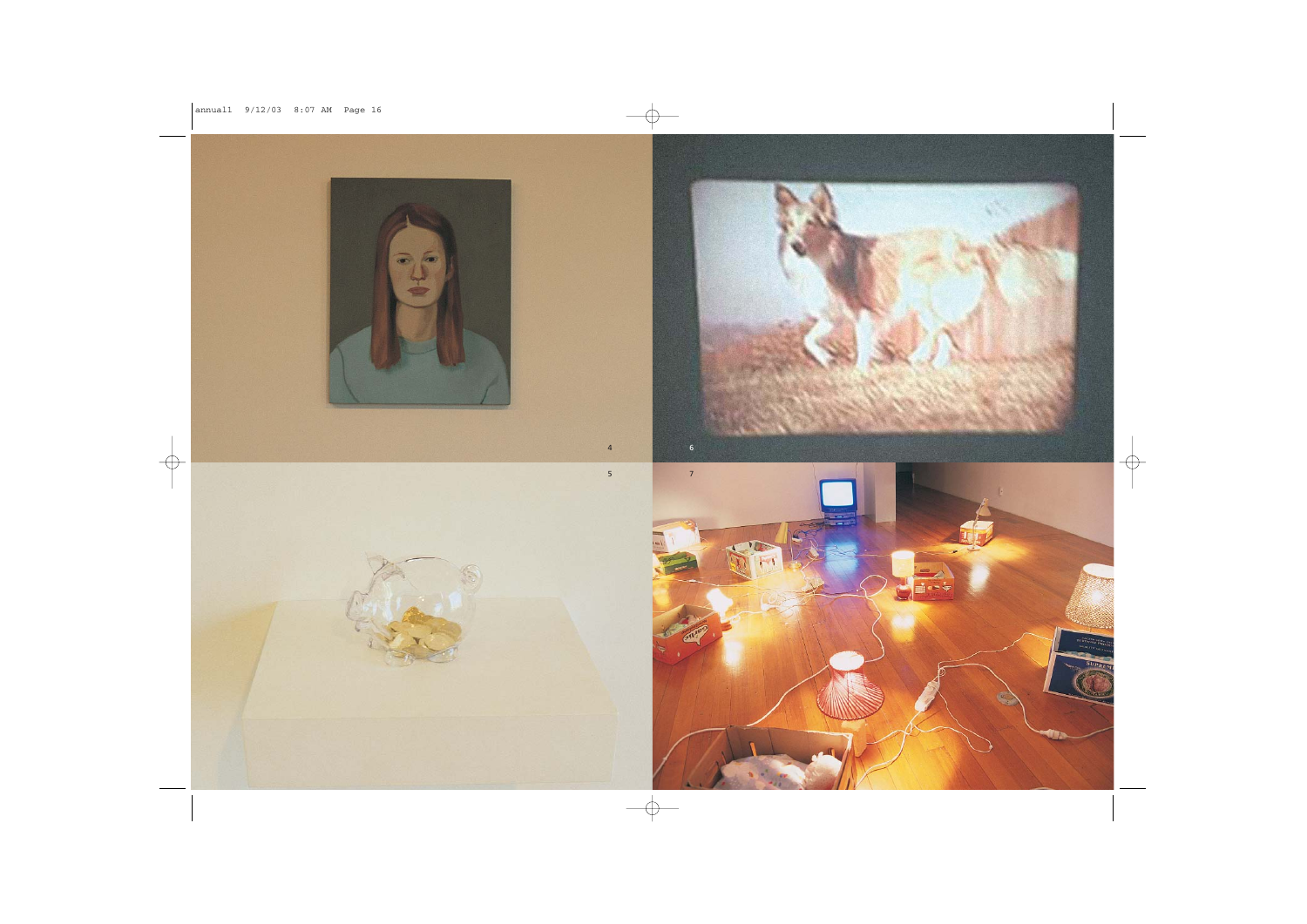4

5

6

7